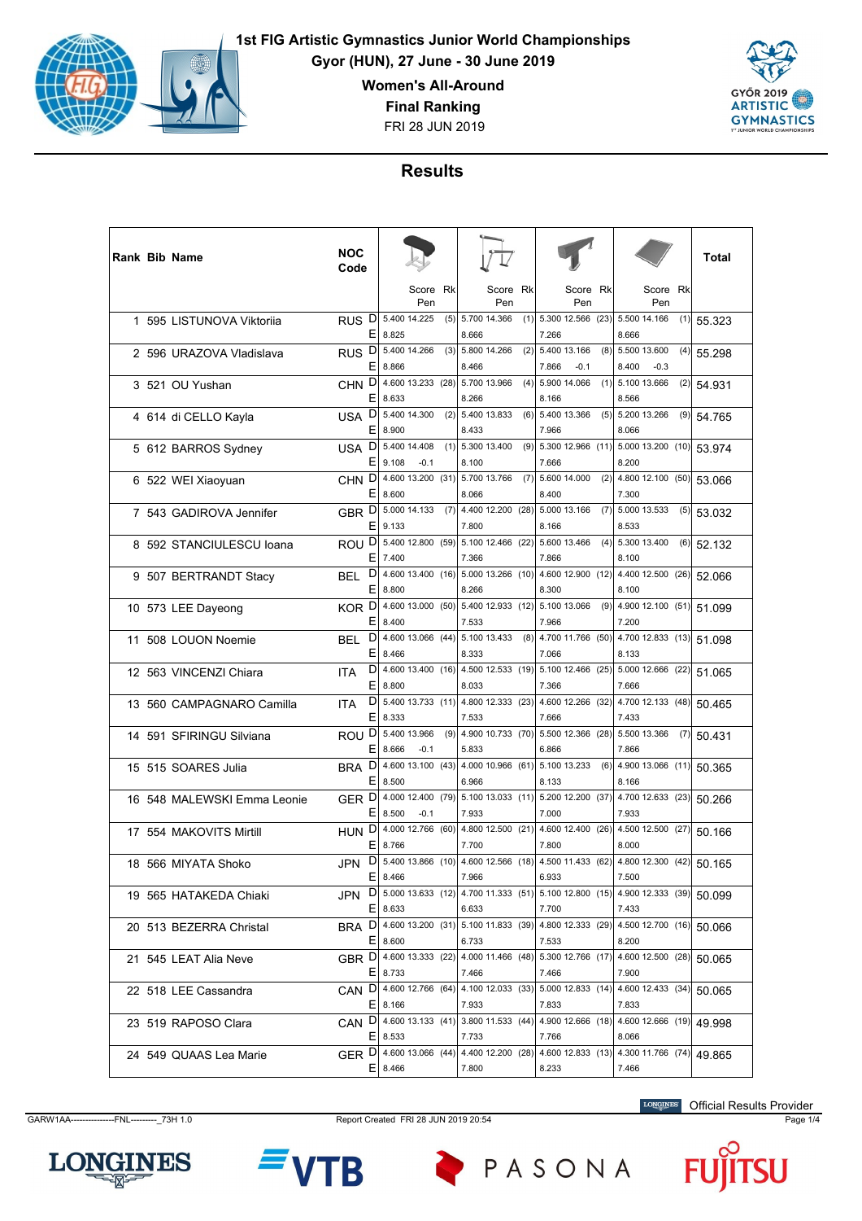# 1st FIG Artistic Gymnastics Junior World Championships

**Gyor (HUN), 27 June - 30 June 2019**

**Women's All-Around**

**Final Ranking**

FRI 28 JUN 2019

## Results

| Rank | Bib | Name | NOC Code | | Vault Score | Vault Rk | Uneven Bars Score | Uneven Bars Rk | Beam Score | Beam Rk | Floor Score | Floor Rk | Total |
|---|---|---|---|---|---|---|---|---|---|---|---|---|---|
| | | | | | Pen | | Pen | | Pen | | Pen | | |
| 1 | 595 | LISTUNOVA Viktoriia | RUS | D | 5.400 14.225 | (5) | 5.700 14.366 | (1) | 5.300 12.566 | (23) | 5.500 14.166 | (1) | 55.323 |
| | | | | E | 8.825 | | 8.666 | | 7.266 | | 8.666 | | |
| 2 | 596 | URAZOVA Vladislava | RUS | D | 5.400 14.266 | (3) | 5.800 14.266 | (2) | 5.400 13.166 | (8) | 5.500 13.600 | (4) | 55.298 |
| | | | | E | 8.866 | | 8.466 | | 7.866 -0.1 | | 8.400 -0.3 | | |
| 3 | 521 | OU Yushan | CHN | D | 4.600 13.233 | (28) | 5.700 13.966 | (4) | 5.900 14.066 | (1) | 5.100 13.666 | (2) | 54.931 |
| | | | | E | 8.633 | | 8.266 | | 8.166 | | 8.566 | | |
| 4 | 614 | di CELLO Kayla | USA | D | 5.400 14.300 | (2) | 5.400 13.833 | (6) | 5.400 13.366 | (5) | 5.200 13.266 | (9) | 54.765 |
| | | | | E | 8.900 | | 8.433 | | 7.966 | | 8.066 | | |
| 5 | 612 | BARROS Sydney | USA | D | 5.400 14.408 | (1) | 5.300 13.400 | (9) | 5.300 12.966 | (11) | 5.000 13.200 | (10) | 53.974 |
| | | | | E | 9.108 -0.1 | | 8.100 | | 7.666 | | 8.200 | | |
| 6 | 522 | WEI Xiaoyuan | CHN | D | 4.600 13.200 | (31) | 5.700 13.766 | (7) | 5.600 14.000 | (2) | 4.800 12.100 | (50) | 53.066 |
| | | | | E | 8.600 | | 8.066 | | 8.400 | | 7.300 | | |
| 7 | 543 | GADIROVA Jennifer | GBR | D | 5.000 14.133 | (7) | 4.400 12.200 | (28) | 5.000 13.166 | (7) | 5.000 13.533 | (5) | 53.032 |
| | | | | E | 9.133 | | 7.800 | | 8.166 | | 8.533 | | |
| 8 | 592 | STANCIULESCU Ioana | ROU | D | 5.400 12.800 | (59) | 5.100 12.466 | (22) | 5.600 13.466 | (4) | 5.300 13.400 | (6) | 52.132 |
| | | | | E | 7.400 | | 7.366 | | 7.866 | | 8.100 | | |
| 9 | 507 | BERTRANDT Stacy | BEL | D | 4.600 13.400 | (16) | 5.000 13.266 | (10) | 4.600 12.900 | (12) | 4.400 12.500 | (26) | 52.066 |
| | | | | E | 8.800 | | 8.266 | | 8.300 | | 8.100 | | |
| 10 | 573 | LEE Dayeong | KOR | D | 4.600 13.000 | (50) | 5.400 12.933 | (12) | 5.100 13.066 | (9) | 4.900 12.100 | (51) | 51.099 |
| | | | | E | 8.400 | | 7.533 | | 7.966 | | 7.200 | | |
| 11 | 508 | LOUON Noemie | BEL | D | 4.600 13.066 | (44) | 5.100 13.433 | (8) | 4.700 11.766 | (50) | 4.700 12.833 | (13) | 51.098 |
| | | | | E | 8.466 | | 8.333 | | 7.066 | | 8.133 | | |
| 12 | 563 | VINCENZI Chiara | ITA | D | 4.600 13.400 | (16) | 4.500 12.533 | (19) | 5.100 12.466 | (25) | 5.000 12.666 | (22) | 51.065 |
| | | | | E | 8.800 | | 8.033 | | 7.366 | | 7.666 | | |
| 13 | 560 | CAMPAGNARO Camilla | ITA | D | 5.400 13.733 | (11) | 4.800 12.333 | (23) | 4.600 12.266 | (32) | 4.700 12.133 | (48) | 50.465 |
| | | | | E | 8.333 | | 7.533 | | 7.666 | | 7.433 | | |
| 14 | 591 | SFIRINGU Silviana | ROU | D | 5.400 13.966 | (9) | 4.900 10.733 | (70) | 5.500 12.366 | (28) | 5.500 13.366 | (7) | 50.431 |
| | | | | E | 8.666 -0.1 | | 5.833 | | 6.866 | | 7.866 | | |
| 15 | 515 | SOARES Julia | BRA | D | 4.600 13.100 | (43) | 4.000 10.966 | (61) | 5.100 13.233 | (6) | 4.900 13.066 | (11) | 50.365 |
| | | | | E | 8.500 | | 6.966 | | 8.133 | | 8.166 | | |
| 16 | 548 | MALEWSKI Emma Leonie | GER | D | 4.000 12.400 | (79) | 5.100 13.033 | (11) | 5.200 12.200 | (37) | 4.700 12.633 | (23) | 50.266 |
| | | | | E | 8.500 -0.1 | | 7.933 | | 7.000 | | 7.933 | | |
| 17 | 554 | MAKOVITS Mirtill | HUN | D | 4.000 12.766 | (60) | 4.800 12.500 | (21) | 4.600 12.400 | (26) | 4.500 12.500 | (27) | 50.166 |
| | | | | E | 8.766 | | 7.700 | | 7.800 | | 8.000 | | |
| 18 | 566 | MIYATA Shoko | JPN | D | 5.400 13.866 | (10) | 4.600 12.566 | (18) | 4.500 11.433 | (62) | 4.800 12.300 | (42) | 50.165 |
| | | | | E | 8.466 | | 7.966 | | 6.933 | | 7.500 | | |
| 19 | 565 | HATAKEDA Chiaki | JPN | D | 5.000 13.633 | (12) | 4.700 11.333 | (51) | 5.100 12.800 | (15) | 4.900 12.333 | (39) | 50.099 |
| | | | | E | 8.633 | | 6.633 | | 7.700 | | 7.433 | | |
| 20 | 513 | BEZERRA Christal | BRA | D | 4.600 13.200 | (31) | 5.100 11.833 | (39) | 4.800 12.333 | (29) | 4.500 12.700 | (16) | 50.066 |
| | | | | E | 8.600 | | 6.733 | | 7.533 | | 8.200 | | |
| 21 | 545 | LEAT Alia Neve | GBR | D | 4.600 13.333 | (22) | 4.000 11.466 | (48) | 5.300 12.766 | (17) | 4.600 12.500 | (28) | 50.065 |
| | | | | E | 8.733 | | 7.466 | | 7.466 | | 7.900 | | |
| 22 | 518 | LEE Cassandra | CAN | D | 4.600 12.766 | (64) | 4.100 12.033 | (33) | 5.000 12.833 | (14) | 4.600 12.433 | (34) | 50.065 |
| | | | | E | 8.166 | | 7.933 | | 7.833 | | 7.833 | | |
| 23 | 519 | RAPOSO Clara | CAN | D | 4.600 13.133 | (41) | 3.800 11.533 | (44) | 4.900 12.666 | (18) | 4.600 12.666 | (19) | 49.998 |
| | | | | E | 8.533 | | 7.733 | | 7.766 | | 8.066 | | |
| 24 | 549 | QUAAS Lea Marie | GER | D | 4.600 13.066 | (44) | 4.400 12.200 | (28) | 4.600 12.833 | (13) | 4.300 11.766 | (74) | 49.865 |
| | | | | E | 8.466 | | 7.800 | | 8.233 | | 7.466 | | |

Official Results Provider

GARW1AA---------------FNL---------_73H 1.0 Report Created FRI 28 JUN 2019 20:54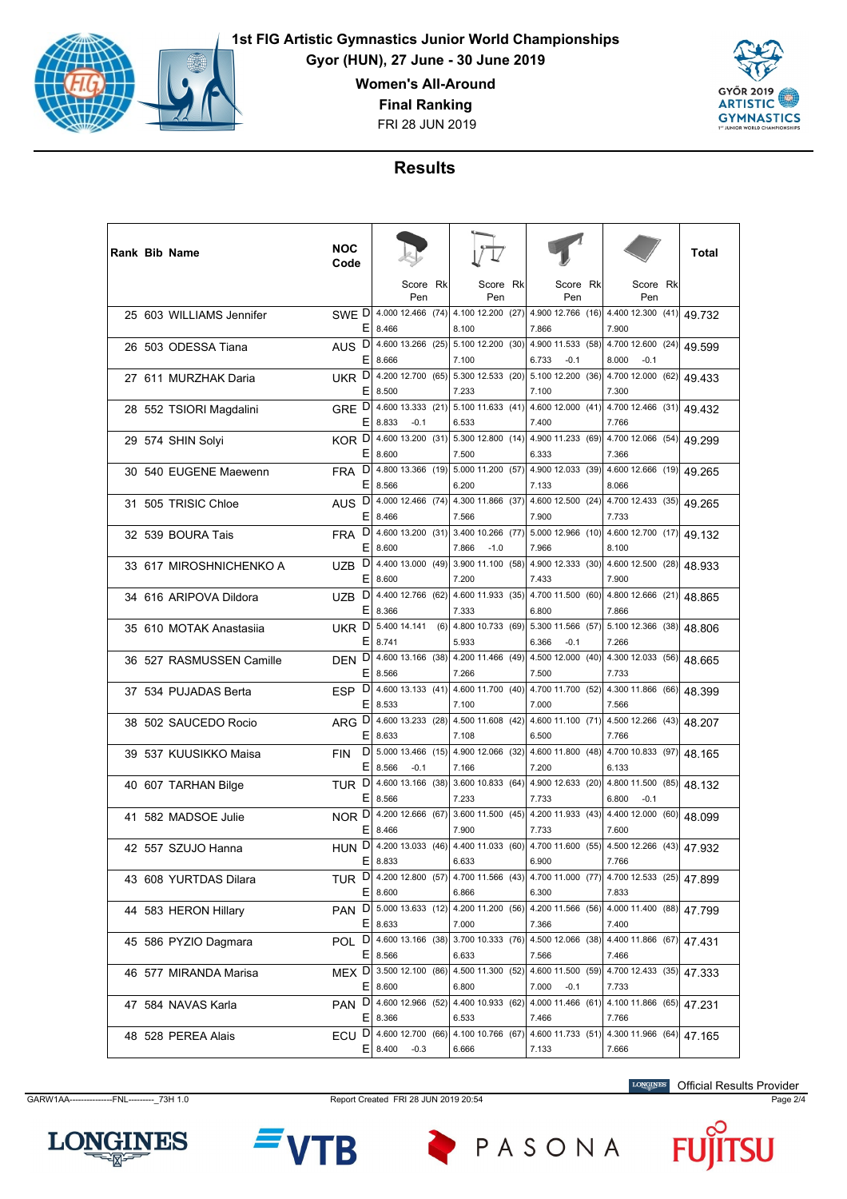# 1st FIG Artistic Gymnastics Junior World Championships

**Gyor (HUN), 27 June - 30 June 2019**

**Women's All-Around**

**Final Ranking**

FRI 28 JUN 2019

## Results

| Rank | Bib | Name | NOC Code | | Vault Score | Vault Pen | Vault Rk | Uneven Bars Score | Uneven Bars Pen | Uneven Bars Rk | Balance Beam Score | Balance Beam Pen | Balance Beam Rk | Floor Score | Floor Pen | Floor Rk | Total |
|---|---|---|---|---|---|---|---|---|---|---|---|---|---|---|---|---|---|
| 25 | 603 | WILLIAMS Jennifer | SWE | D | 4.000 12.466 | | (74) | 4.100 12.200 | | (27) | 4.900 12.766 | | (16) | 4.400 12.300 | | (41) | 49.732 |
| | | | | E | 8.466 | | | 8.100 | | | 7.866 | | | 7.900 | | | |
| 26 | 503 | ODESSA Tiana | AUS | D | 4.600 13.266 | | (25) | 5.100 12.200 | | (30) | 4.900 11.533 | | (58) | 4.700 12.600 | | (24) | 49.599 |
| | | | | E | 8.666 | | | 7.100 | | | 6.733 | -0.1 | | 8.000 | -0.1 | | |
| 27 | 611 | MURZHAK Daria | UKR | D | 4.200 12.700 | | (65) | 5.300 12.533 | | (20) | 5.100 12.200 | | (36) | 4.700 12.000 | | (62) | 49.433 |
| | | | | E | 8.500 | | | 7.233 | | | 7.100 | | | 7.300 | | | |
| 28 | 552 | TSIORI Magdalini | GRE | D | 4.600 13.333 | | (21) | 5.100 11.633 | | (41) | 4.600 12.000 | | (41) | 4.700 12.466 | | (31) | 49.432 |
| | | | | E | 8.833 | -0.1 | | 6.533 | | | 7.400 | | | 7.766 | | | |
| 29 | 574 | SHIN Solyi | KOR | D | 4.600 13.200 | | (31) | 5.300 12.800 | | (14) | 4.900 11.233 | | (69) | 4.700 12.066 | | (54) | 49.299 |
| | | | | E | 8.600 | | | 7.500 | | | 6.333 | | | 7.366 | | | |
| 30 | 540 | EUGENE Maewenn | FRA | D | 4.800 13.366 | | (19) | 5.000 11.200 | | (57) | 4.900 12.033 | | (39) | 4.600 12.666 | | (19) | 49.265 |
| | | | | E | 8.566 | | | 6.200 | | | 7.133 | | | 8.066 | | | |
| 31 | 505 | TRISIC Chloe | AUS | D | 4.000 12.466 | | (74) | 4.300 11.866 | | (37) | 4.600 12.500 | | (24) | 4.700 12.433 | | (35) | 49.265 |
| | | | | E | 8.466 | | | 7.566 | | | 7.900 | | | 7.733 | | | |
| 32 | 539 | BOURA Tais | FRA | D | 4.600 13.200 | | (31) | 3.400 10.266 | | (77) | 5.000 12.966 | | (10) | 4.600 12.700 | | (17) | 49.132 |
| | | | | E | 8.600 | | | 7.866 | -1.0 | | 7.966 | | | 8.100 | | | |
| 33 | 617 | MIROSHNICHENKO A | UZB | D | 4.400 13.000 | | (49) | 3.900 11.100 | | (58) | 4.900 12.333 | | (30) | 4.600 12.500 | | (28) | 48.933 |
| | | | | E | 8.600 | | | 7.200 | | | 7.433 | | | 7.900 | | | |
| 34 | 616 | ARIPOVA Dildora | UZB | D | 4.400 12.766 | | (62) | 4.600 11.933 | | (35) | 4.700 11.500 | | (60) | 4.800 12.666 | | (21) | 48.865 |
| | | | | E | 8.366 | | | 7.333 | | | 6.800 | | | 7.866 | | | |
| 35 | 610 | MOTAK Anastasiia | UKR | D | 5.400 14.141 | | (6) | 4.800 10.733 | | (69) | 5.300 11.566 | | (57) | 5.100 12.366 | | (38) | 48.806 |
| | | | | E | 8.741 | | | 5.933 | | | 6.366 | -0.1 | | 7.266 | | | |
| 36 | 527 | RASMUSSEN Camille | DEN | D | 4.600 13.166 | | (38) | 4.200 11.466 | | (49) | 4.500 12.000 | | (40) | 4.300 12.033 | | (56) | 48.665 |
| | | | | E | 8.566 | | | 7.266 | | | 7.500 | | | 7.733 | | | |
| 37 | 534 | PUJADAS Berta | ESP | D | 4.600 13.133 | | (41) | 4.600 11.700 | | (40) | 4.700 11.700 | | (52) | 4.300 11.866 | | (66) | 48.399 |
| | | | | E | 8.533 | | | 7.100 | | | 7.000 | | | 7.566 | | | |
| 38 | 502 | SAUCEDO Rocio | ARG | D | 4.600 13.233 | | (28) | 4.500 11.608 | | (42) | 4.600 11.100 | | (71) | 4.500 12.266 | | (43) | 48.207 |
| | | | | E | 8.633 | | | 7.108 | | | 6.500 | | | 7.766 | | | |
| 39 | 537 | KUUSIKKO Maisa | FIN | D | 5.000 13.466 | | (15) | 4.900 12.066 | | (32) | 4.600 11.800 | | (48) | 4.700 10.833 | | (97) | 48.165 |
| | | | | E | 8.566 | -0.1 | | 7.166 | | | 7.200 | | | 6.133 | | | |
| 40 | 607 | TARHAN Bilge | TUR | D | 4.600 13.166 | | (38) | 3.600 10.833 | | (64) | 4.900 12.633 | | (20) | 4.800 11.500 | | (85) | 48.132 |
| | | | | E | 8.566 | | | 7.233 | | | 7.733 | | | 6.800 | -0.1 | | |
| 41 | 582 | MADSOE Julie | NOR | D | 4.200 12.666 | | (67) | 3.600 11.500 | | (45) | 4.200 11.933 | | (43) | 4.400 12.000 | | (60) | 48.099 |
| | | | | E | 8.466 | | | 7.900 | | | 7.733 | | | 7.600 | | | |
| 42 | 557 | SZUJO Hanna | HUN | D | 4.200 13.033 | | (46) | 4.400 11.033 | | (60) | 4.700 11.600 | | (55) | 4.500 12.266 | | (43) | 47.932 |
| | | | | E | 8.833 | | | 6.633 | | | 6.900 | | | 7.766 | | | |
| 43 | 608 | YURTDAS Dilara | TUR | D | 4.200 12.800 | | (57) | 4.700 11.566 | | (43) | 4.700 11.000 | | (77) | 4.700 12.533 | | (25) | 47.899 |
| | | | | E | 8.600 | | | 6.866 | | | 6.300 | | | 7.833 | | | |
| 44 | 583 | HERON Hillary | PAN | D | 5.000 13.633 | | (12) | 4.200 11.200 | | (56) | 4.200 11.566 | | (56) | 4.000 11.400 | | (88) | 47.799 |
| | | | | E | 8.633 | | | 7.000 | | | 7.366 | | | 7.400 | | | |
| 45 | 586 | PYZIO Dagmara | POL | D | 4.600 13.166 | | (38) | 3.700 10.333 | | (76) | 4.500 12.066 | | (38) | 4.400 11.866 | | (67) | 47.431 |
| | | | | E | 8.566 | | | 6.633 | | | 7.566 | | | 7.466 | | | |
| 46 | 577 | MIRANDA Marisa | MEX | D | 3.500 12.100 | | (86) | 4.500 11.300 | | (52) | 4.600 11.500 | | (59) | 4.700 12.433 | | (35) | 47.333 |
| | | | | E | 8.600 | | | 6.800 | | | 7.000 | -0.1 | | 7.733 | | | |
| 47 | 584 | NAVAS Karla | PAN | D | 4.600 12.966 | | (52) | 4.400 10.933 | | (62) | 4.000 11.466 | | (61) | 4.100 11.866 | | (65) | 47.231 |
| | | | | E | 8.366 | | | 6.533 | | | 7.466 | | | 7.766 | | | |
| 48 | 528 | PEREA Alais | ECU | D | 4.600 12.700 | | (66) | 4.100 10.766 | | (67) | 4.600 11.733 | | (51) | 4.300 11.966 | | (64) | 47.165 |
| | | | | E | 8.400 | -0.3 | | 6.666 | | | 7.133 | | | 7.666 | | | |

GARW1AA----------------FNL---------_73H 1.0

Report Created FRI 28 JUN 2019 20:54

Official Results Provider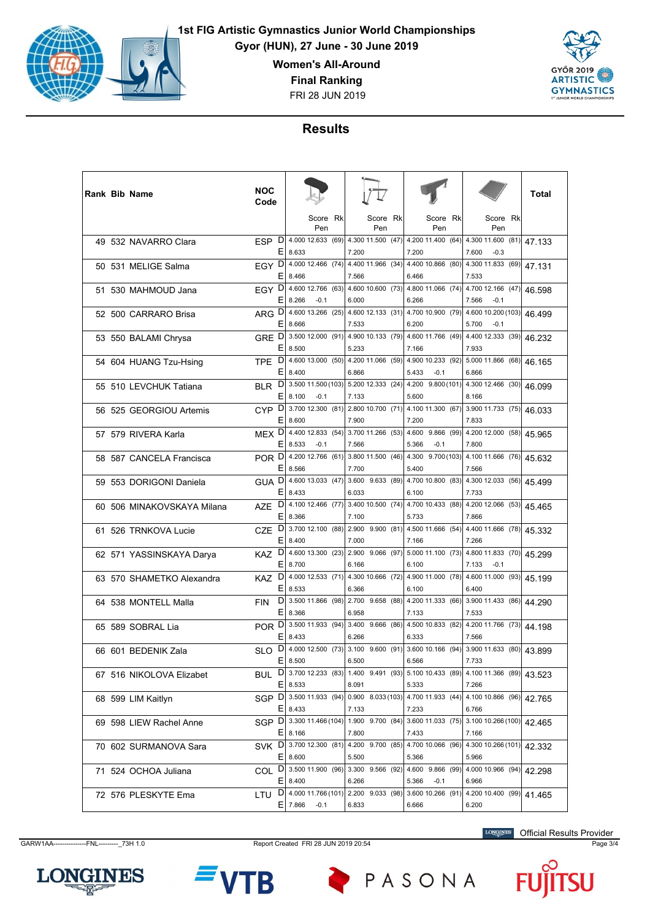# 1st FIG Artistic Gymnastics Junior World Championships

**Gyor (HUN), 27 June - 30 June 2019**

**Women's All-Around**

**Final Ranking**

FRI 28 JUN 2019

## Results

| Rank | Bib | Name | NOC Code | | Vault Score | Vault Rk | Uneven Bars Score | Uneven Bars Rk | Balance Beam Score | Balance Beam Rk | Floor Score | Floor Rk | Total |
|---|---|---|---|---|---|---|---|---|---|---|---|---|---|
| 49 | 532 | NAVARRO Clara | ESP | D | 4.000 12.633 | (69) | 4.300 11.500 | (47) | 4.200 11.400 | (64) | 4.300 11.600 | (81) | 47.133 |
| | | | | E | 8.633 | | 7.200 | | 7.200 | | 7.600 -0.3 | | |
| 50 | 531 | MELIGE Salma | EGY | D | 4.000 12.466 | (74) | 4.400 11.966 | (34) | 4.400 10.866 | (80) | 4.300 11.833 | (69) | 47.131 |
| | | | | E | 8.466 | | 7.566 | | 6.466 | | 7.533 | | |
| 51 | 530 | MAHMOUD Jana | EGY | D | 4.600 12.766 | (63) | 4.600 10.600 | (73) | 4.800 11.066 | (74) | 4.700 12.166 | (47) | 46.598 |
| | | | | E | 8.266 -0.1 | | 6.000 | | 6.266 | | 7.566 -0.1 | | |
| 52 | 500 | CARRARO Brisa | ARG | D | 4.600 13.266 | (25) | 4.600 12.133 | (31) | 4.700 10.900 | (79) | 4.600 10.200 | (103) | 46.499 |
| | | | | E | 8.666 | | 7.533 | | 6.200 | | 5.700 -0.1 | | |
| 53 | 550 | BALAMI Chrysa | GRE | D | 3.500 12.000 | (91) | 4.900 10.133 | (79) | 4.600 11.766 | (49) | 4.400 12.333 | (39) | 46.232 |
| | | | | E | 8.500 | | 5.233 | | 7.166 | | 7.933 | | |
| 54 | 604 | HUANG Tzu-Hsing | TPE | D | 4.600 13.000 | (50) | 4.200 11.066 | (59) | 4.900 10.233 | (92) | 5.000 11.866 | (68) | 46.165 |
| | | | | E | 8.400 | | 6.866 | | 5.433 -0.1 | | 6.866 | | |
| 55 | 510 | LEVCHUK Tatiana | BLR | D | 3.500 11.500 | (103) | 5.200 12.333 | (24) | 4.200 9.800 | (101) | 4.300 12.466 | (30) | 46.099 |
| | | | | E | 8.100 -0.1 | | 7.133 | | 5.600 | | 8.166 | | |
| 56 | 525 | GEORGIOU Artemis | CYP | D | 3.700 12.300 | (81) | 2.800 10.700 | (71) | 4.100 11.300 | (67) | 3.900 11.733 | (75) | 46.033 |
| | | | | E | 8.600 | | 7.900 | | 7.200 | | 7.833 | | |
| 57 | 579 | RIVERA Karla | MEX | D | 4.400 12.833 | (54) | 3.700 11.266 | (53) | 4.600 9.866 | (99) | 4.200 12.000 | (58) | 45.965 |
| | | | | E | 8.533 -0.1 | | 7.566 | | 5.366 -0.1 | | 7.800 | | |
| 58 | 587 | CANCELA Francisca | POR | D | 4.200 12.766 | (61) | 3.800 11.500 | (46) | 4.300 9.700 | (103) | 4.100 11.666 | (76) | 45.632 |
| | | | | E | 8.566 | | 7.700 | | 5.400 | | 7.566 | | |
| 59 | 553 | DORIGONI Daniela | GUA | D | 4.600 13.033 | (47) | 3.600 9.633 | (89) | 4.700 10.800 | (83) | 4.300 12.033 | (56) | 45.499 |
| | | | | E | 8.433 | | 6.033 | | 6.100 | | 7.733 | | |
| 60 | 506 | MINAKOVSKAYA Milana | AZE | D | 4.100 12.466 | (77) | 3.400 10.500 | (74) | 4.700 10.433 | (88) | 4.200 12.066 | (53) | 45.465 |
| | | | | E | 8.366 | | 7.100 | | 5.733 | | 7.866 | | |
| 61 | 526 | TRNKOVA Lucie | CZE | D | 3.700 12.100 | (88) | 2.900 9.900 | (81) | 4.500 11.666 | (54) | 4.400 11.666 | (78) | 45.332 |
| | | | | E | 8.400 | | 7.000 | | 7.166 | | 7.266 | | |
| 62 | 571 | YASSINSKAYA Darya | KAZ | D | 4.600 13.300 | (23) | 2.900 9.066 | (97) | 5.000 11.100 | (73) | 4.800 11.833 | (70) | 45.299 |
| | | | | E | 8.700 | | 6.166 | | 6.100 | | 7.133 -0.1 | | |
| 63 | 570 | SHAMETKO Alexandra | KAZ | D | 4.000 12.533 | (71) | 4.300 10.666 | (72) | 4.900 11.000 | (78) | 4.600 11.000 | (93) | 45.199 |
| | | | | E | 8.533 | | 6.366 | | 6.100 | | 6.400 | | |
| 64 | 538 | MONTELL Malla | FIN | D | 3.500 11.866 | (98) | 2.700 9.658 | (88) | 4.200 11.333 | (66) | 3.900 11.433 | (86) | 44.290 |
| | | | | E | 8.366 | | 6.958 | | 7.133 | | 7.533 | | |
| 65 | 589 | SOBRAL Lia | POR | D | 3.500 11.933 | (94) | 3.400 9.666 | (86) | 4.500 10.833 | (82) | 4.200 11.766 | (73) | 44.198 |
| | | | | E | 8.433 | | 6.266 | | 6.333 | | 7.566 | | |
| 66 | 601 | BEDENIK Zala | SLO | D | 4.000 12.500 | (73) | 3.100 9.600 | (91) | 3.600 10.166 | (94) | 3.900 11.633 | (80) | 43.899 |
| | | | | E | 8.500 | | 6.500 | | 6.566 | | 7.733 | | |
| 67 | 516 | NIKOLOVA Elizabet | BUL | D | 3.700 12.233 | (83) | 1.400 9.491 | (93) | 5.100 10.433 | (89) | 4.100 11.366 | (89) | 43.523 |
| | | | | E | 8.533 | | 8.091 | | 5.333 | | 7.266 | | |
| 68 | 599 | LIM Kaitlyn | SGP | D | 3.500 11.933 | (94) | 0.900 8.033 | (103) | 4.700 11.933 | (44) | 4.100 10.866 | (96) | 42.765 |
| | | | | E | 8.433 | | 7.133 | | 7.233 | | 6.766 | | |
| 69 | 598 | LIEW Rachel Anne | SGP | D | 3.300 11.466 | (104) | 1.900 9.700 | (84) | 3.600 11.033 | (75) | 3.100 10.266 | (100) | 42.465 |
| | | | | E | 8.166 | | 7.800 | | 7.433 | | 7.166 | | |
| 70 | 602 | SURMANOVA Sara | SVK | D | 3.700 12.300 | (81) | 4.200 9.700 | (85) | 4.700 10.066 | (96) | 4.300 10.266 | (101) | 42.332 |
| | | | | E | 8.600 | | 5.500 | | 5.366 | | 5.966 | | |
| 71 | 524 | OCHOA Juliana | COL | D | 3.500 11.900 | (96) | 3.300 9.566 | (92) | 4.600 9.866 | (99) | 4.000 10.966 | (94) | 42.298 |
| | | | | E | 8.400 | | 6.266 | | 5.366 -0.1 | | 6.966 | | |
| 72 | 576 | PLESKYTE Ema | LTU | D | 4.000 11.766 | (101) | 2.200 9.033 | (98) | 3.600 10.266 | (91) | 4.200 10.400 | (99) | 41.465 |
| | | | | E | 7.866 -0.1 | | 6.833 | | 6.666 | | 6.200 | | |

GARW1AA---------------FNL---------_73H 1.0 Report Created FRI 28 JUN 2019 20:54

Official Results Provider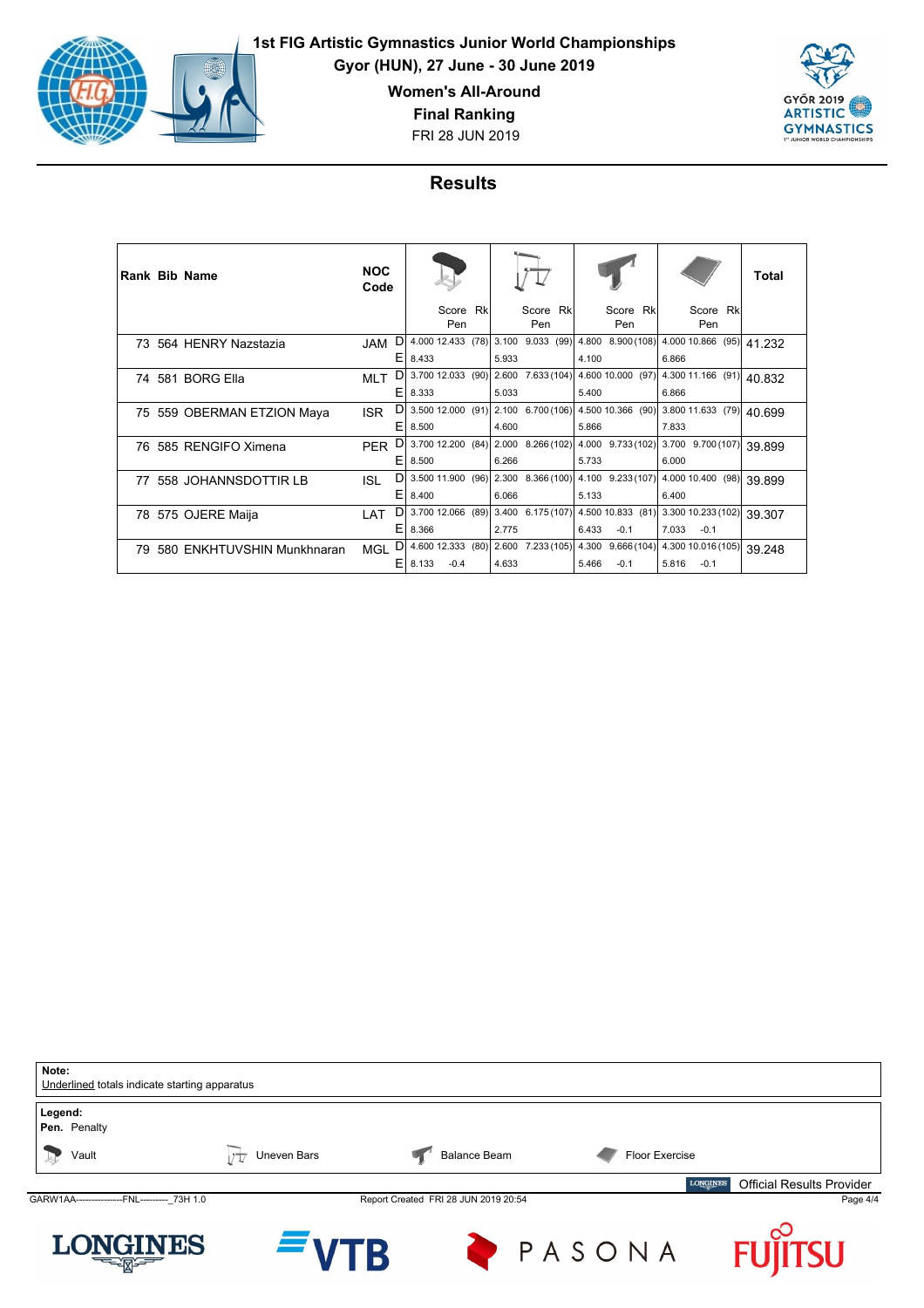# 1st FIG Artistic Gymnastics Junior World Championships

**Gyor (HUN), 27 June - 30 June 2019**

**Women's All-Around**

**Final Ranking**

FRI 28 JUN 2019

## Results

| Rank | Bib | Name | NOC Code | | Vault Score | Vault Rk / Pen | Uneven Bars Score | Uneven Bars Rk / Pen | Balance Beam Score | Balance Beam Rk / Pen | Floor Exercise Score | Floor Exercise Rk / Pen | Total |
|---|---|---|---|---|---|---|---|---|---|---|---|---|---|
| 73 | 564 | HENRY Naztazia | JAM | D | 4.000 12.433 | (78) | 3.100 9.033 | (99) | 4.800 8.900 | (108) | 4.000 10.866 | (95) | 41.232 |
| | | | | E | 8.433 | | 5.933 | | 4.100 | | 6.866 | | |
| 74 | 581 | BORG Ella | MLT | D | 3.700 12.033 | (90) | 2.600 7.633 | (104) | 4.600 10.000 | (97) | 4.300 11.166 | (91) | 40.832 |
| | | | | E | 8.333 | | 5.033 | | 5.400 | | 6.866 | | |
| 75 | 559 | OBERMAN ETZION Maya | ISR | D | 3.500 12.000 | (91) | 2.100 6.700 | (106) | 4.500 10.366 | (90) | 3.800 11.633 | (79) | 40.699 |
| | | | | E | 8.500 | | 4.600 | | 5.866 | | 7.833 | | |
| 76 | 585 | RENGIFO Ximena | PER | D | 3.700 12.200 | (84) | 2.000 8.266 | (102) | 4.000 9.733 | (102) | 3.700 9.700 | (107) | 39.899 |
| | | | | E | 8.500 | | 6.266 | | 5.733 | | 6.000 | | |
| 77 | 558 | JOHANNSDOTTIR LB | ISL | D | 3.500 11.900 | (96) | 2.300 8.366 | (100) | 4.100 9.233 | (107) | 4.000 10.400 | (98) | 39.899 |
| | | | | E | 8.400 | | 6.066 | | 5.133 | | 6.400 | | |
| 78 | 575 | OJERE Maija | LAT | D | 3.700 12.066 | (89) | 3.400 6.175 | (107) | 4.500 10.833 | (81) | 3.300 10.233 | (102) | 39.307 |
| | | | | E | 8.366 | | 2.775 | | 6.433 | -0.1 | 7.033 | -0.1 | |
| 79 | 580 | ENKHTUVSHIN Munkhnaran | MGL | D | 4.600 12.333 | (80) | 2.600 7.233 | (105) | 4.300 9.666 | (104) | 4.300 10.016 | (105) | 39.248 |
| | | | | E | 8.133 | -0.4 | 4.633 | | 5.466 | -0.1 | 5.816 | -0.1 | |

**Note:**
Underlined totals indicate starting apparatus

**Legend:**
**Pen.** Penalty

Vault    Uneven Bars    Balance Beam    Floor Exercise

Official Results Provider

GARW1AA---------------FNL---------_73H 1.0    Report Created FRI 28 JUN 2019 20:54